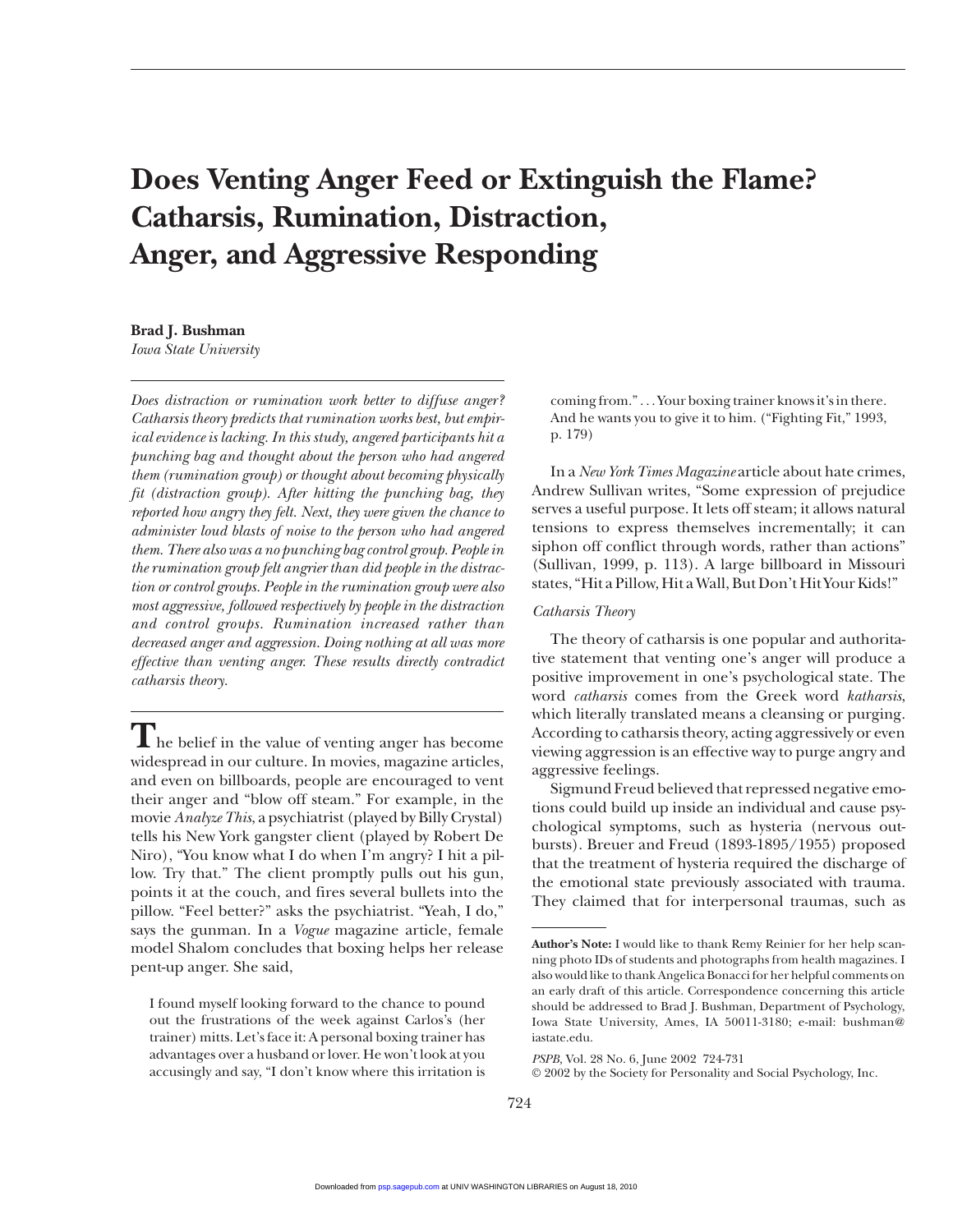# Does Venting Anger Feed or Extinguish the Flame? Catharsis, Rumination, Distraction, Anger, and Aggressive Responding

**Brad J. Bushman**
*Iowa State University*

*Does distraction or rumination work better to diffuse anger? Catharsis theory predicts that rumination works best, but empirical evidence is lacking. In this study, angered participants hit a punching bag and thought about the person who had angered them (rumination group) or thought about becoming physically fit (distraction group). After hitting the punching bag, they reported how angry they felt. Next, they were given the chance to administer loud blasts of noise to the person who had angered them. There also was a no punching bag control group. People in the rumination group felt angrier than did people in the distraction or control groups. People in the rumination group were also most aggressive, followed respectively by people in the distraction and control groups. Rumination increased rather than decreased anger and aggression. Doing nothing at all was more effective than venting anger. These results directly contradict catharsis theory.*

The belief in the value of venting anger has become widespread in our culture. In movies, magazine articles, and even on billboards, people are encouraged to vent their anger and "blow off steam." For example, in the movie *Analyze This*, a psychiatrist (played by Billy Crystal) tells his New York gangster client (played by Robert De Niro), "You know what I do when I'm angry? I hit a pillow. Try that." The client promptly pulls out his gun, points it at the couch, and fires several bullets into the pillow. "Feel better?" asks the psychiatrist. "Yeah, I do," says the gunman. In a *Vogue* magazine article, female model Shalom concludes that boxing helps her release pent-up anger. She said,

> I found myself looking forward to the chance to pound out the frustrations of the week against Carlos's (her trainer) mitts. Let's face it: A personal boxing trainer has advantages over a husband or lover. He won't look at you accusingly and say, "I don't know where this irritation is coming from." . . . Your boxing trainer knows it's in there. And he wants you to give it to him. ("Fighting Fit," 1993, p. 179)

In a *New York Times Magazine* article about hate crimes, Andrew Sullivan writes, "Some expression of prejudice serves a useful purpose. It lets off steam; it allows natural tensions to express themselves incrementally; it can siphon off conflict through words, rather than actions" (Sullivan, 1999, p. 113). A large billboard in Missouri states, "Hit a Pillow, Hit a Wall, But Don't Hit Your Kids!"

### *Catharsis Theory*

The theory of catharsis is one popular and authoritative statement that venting one's anger will produce a positive improvement in one's psychological state. The word *catharsis* comes from the Greek word *katharsis*, which literally translated means a cleansing or purging. According to catharsis theory, acting aggressively or even viewing aggression is an effective way to purge angry and aggressive feelings.

Sigmund Freud believed that repressed negative emotions could build up inside an individual and cause psychological symptoms, such as hysteria (nervous outbursts). Breuer and Freud (1893-1895/1955) proposed that the treatment of hysteria required the discharge of the emotional state previously associated with trauma. They claimed that for interpersonal traumas, such as

---

**Author's Note:** I would like to thank Remy Reinier for her help scanning photo IDs of students and photographs from health magazines. I also would like to thank Angelica Bonacci for her helpful comments on an early draft of this article. Correspondence concerning this article should be addressed to Brad J. Bushman, Department of Psychology, Iowa State University, Ames, IA 50011-3180; e-mail: bushman@iastate.edu.

© 2002 by the Society for Personality and Social Psychology, Inc.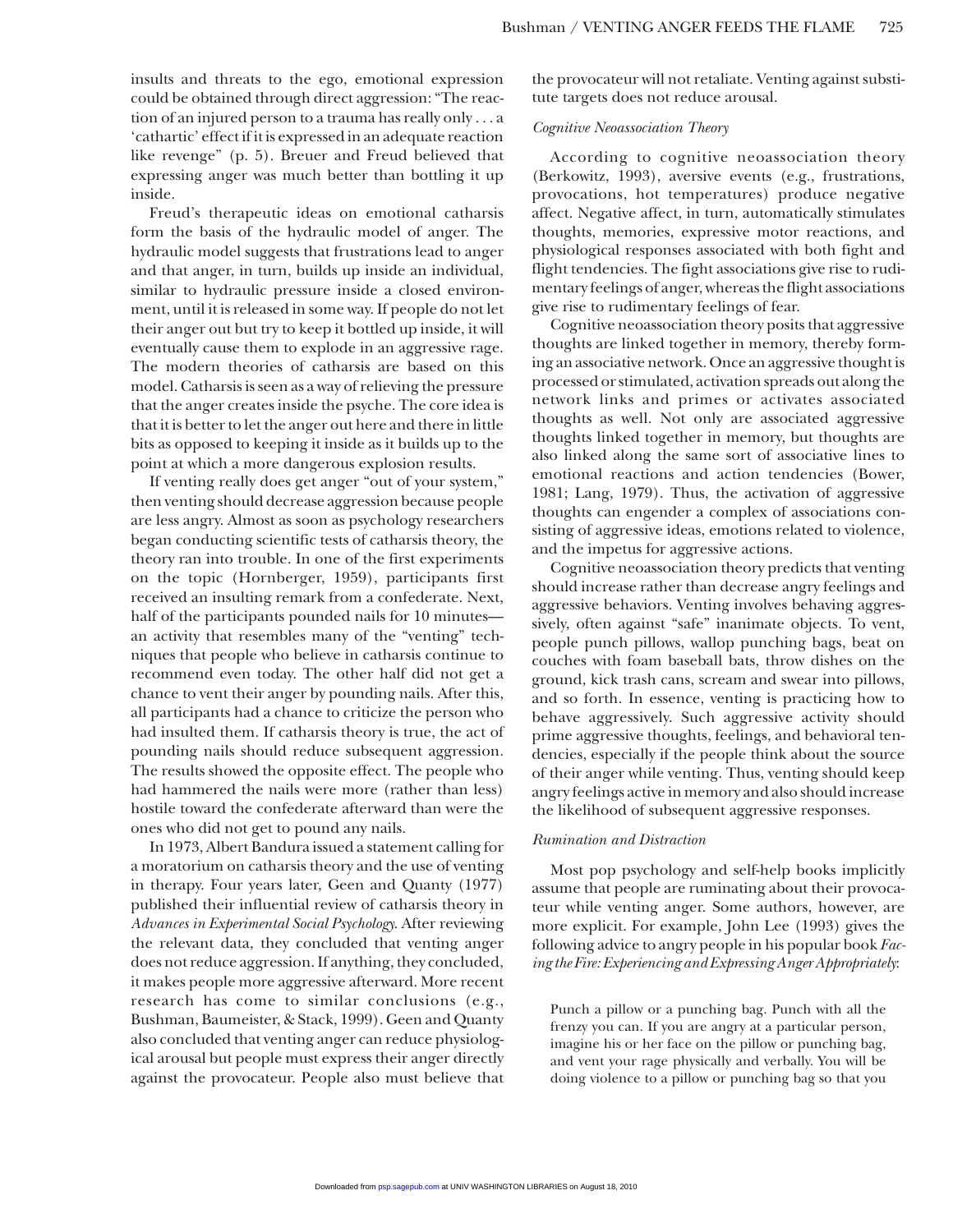insults and threats to the ego, emotional expression could be obtained through direct aggression: "The reaction of an injured person to a trauma has really only . . . a 'cathartic' effect if it is expressed in an adequate reaction like revenge" (p. 5). Breuer and Freud believed that expressing anger was much better than bottling it up inside.

Freud's therapeutic ideas on emotional catharsis form the basis of the hydraulic model of anger. The hydraulic model suggests that frustrations lead to anger and that anger, in turn, builds up inside an individual, similar to hydraulic pressure inside a closed environment, until it is released in some way. If people do not let their anger out but try to keep it bottled up inside, it will eventually cause them to explode in an aggressive rage. The modern theories of catharsis are based on this model. Catharsis is seen as a way of relieving the pressure that the anger creates inside the psyche. The core idea is that it is better to let the anger out here and there in little bits as opposed to keeping it inside as it builds up to the point at which a more dangerous explosion results.

If venting really does get anger "out of your system," then venting should decrease aggression because people are less angry. Almost as soon as psychology researchers began conducting scientific tests of catharsis theory, the theory ran into trouble. In one of the first experiments on the topic (Hornberger, 1959), participants first received an insulting remark from a confederate. Next, half of the participants pounded nails for 10 minutes—an activity that resembles many of the "venting" techniques that people who believe in catharsis continue to recommend even today. The other half did not get a chance to vent their anger by pounding nails. After this, all participants had a chance to criticize the person who had insulted them. If catharsis theory is true, the act of pounding nails should reduce subsequent aggression. The results showed the opposite effect. The people who had hammered the nails were more (rather than less) hostile toward the confederate afterward than were the ones who did not get to pound any nails.

In 1973, Albert Bandura issued a statement calling for a moratorium on catharsis theory and the use of venting in therapy. Four years later, Geen and Quanty (1977) published their influential review of catharsis theory in *Advances in Experimental Social Psychology.* After reviewing the relevant data, they concluded that venting anger does not reduce aggression. If anything, they concluded, it makes people more aggressive afterward. More recent research has come to similar conclusions (e.g., Bushman, Baumeister, & Stack, 1999). Geen and Quanty also concluded that venting anger can reduce physiological arousal but people must express their anger directly against the provocateur. People also must believe that the provocateur will not retaliate. Venting against substitute targets does not reduce arousal.

### *Cognitive Neoassociation Theory*

According to cognitive neoassociation theory (Berkowitz, 1993), aversive events (e.g., frustrations, provocations, hot temperatures) produce negative affect. Negative affect, in turn, automatically stimulates thoughts, memories, expressive motor reactions, and physiological responses associated with both fight and flight tendencies. The fight associations give rise to rudimentary feelings of anger, whereas the flight associations give rise to rudimentary feelings of fear.

Cognitive neoassociation theory posits that aggressive thoughts are linked together in memory, thereby forming an associative network. Once an aggressive thought is processed or stimulated, activation spreads out along the network links and primes or activates associated thoughts as well. Not only are associated aggressive thoughts linked together in memory, but thoughts are also linked along the same sort of associative lines to emotional reactions and action tendencies (Bower, 1981; Lang, 1979). Thus, the activation of aggressive thoughts can engender a complex of associations consisting of aggressive ideas, emotions related to violence, and the impetus for aggressive actions.

Cognitive neoassociation theory predicts that venting should increase rather than decrease angry feelings and aggressive behaviors. Venting involves behaving aggressively, often against "safe" inanimate objects. To vent, people punch pillows, wallop punching bags, beat on couches with foam baseball bats, throw dishes on the ground, kick trash cans, scream and swear into pillows, and so forth. In essence, venting is practicing how to behave aggressively. Such aggressive activity should prime aggressive thoughts, feelings, and behavioral tendencies, especially if the people think about the source of their anger while venting. Thus, venting should keep angry feelings active in memory and also should increase the likelihood of subsequent aggressive responses.

### *Rumination and Distraction*

Most pop psychology and self-help books implicitly assume that people are ruminating about their provocateur while venting anger. Some authors, however, are more explicit. For example, John Lee (1993) gives the following advice to angry people in his popular book *Facing the Fire: Experiencing and Expressing Anger Appropriately*:

> Punch a pillow or a punching bag. Punch with all the frenzy you can. If you are angry at a particular person, imagine his or her face on the pillow or punching bag, and vent your rage physically and verbally. You will be doing violence to a pillow or punching bag so that you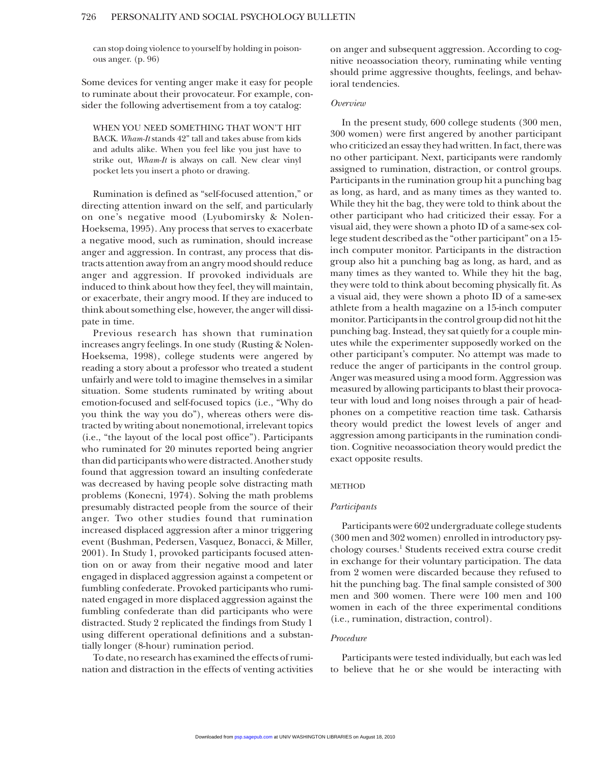can stop doing violence to yourself by holding in poisonous anger. (p. 96)

Some devices for venting anger make it easy for people to ruminate about their provocateur. For example, consider the following advertisement from a toy catalog:

> WHEN YOU NEED SOMETHING THAT WON'T HIT BACK. *Wham-It* stands 42" tall and takes abuse from kids and adults alike. When you feel like you just have to strike out, *Wham-It* is always on call. New clear vinyl pocket lets you insert a photo or drawing.

Rumination is defined as "self-focused attention," or directing attention inward on the self, and particularly on one's negative mood (Lyubomirsky & Nolen-Hoeksema, 1995). Any process that serves to exacerbate a negative mood, such as rumination, should increase anger and aggression. In contrast, any process that distracts attention away from an angry mood should reduce anger and aggression. If provoked individuals are induced to think about how they feel, they will maintain, or exacerbate, their angry mood. If they are induced to think about something else, however, the anger will dissipate in time.

Previous research has shown that rumination increases angry feelings. In one study (Rusting & Nolen-Hoeksema, 1998), college students were angered by reading a story about a professor who treated a student unfairly and were told to imagine themselves in a similar situation. Some students ruminated by writing about emotion-focused and self-focused topics (i.e., "Why do you think the way you do"), whereas others were distracted by writing about nonemotional, irrelevant topics (i.e., "the layout of the local post office"). Participants who ruminated for 20 minutes reported being angrier than did participants who were distracted. Another study found that aggression toward an insulting confederate was decreased by having people solve distracting math problems (Konecni, 1974). Solving the math problems presumably distracted people from the source of their anger. Two other studies found that rumination increased displaced aggression after a minor triggering event (Bushman, Pedersen, Vasquez, Bonacci, & Miller, 2001). In Study 1, provoked participants focused attention on or away from their negative mood and later engaged in displaced aggression against a competent or fumbling confederate. Provoked participants who ruminated engaged in more displaced aggression against the fumbling confederate than did participants who were distracted. Study 2 replicated the findings from Study 1 using different operational definitions and a substantially longer (8-hour) rumination period.

To date, no research has examined the effects of rumination and distraction in the effects of venting activities on anger and subsequent aggression. According to cognitive neoassociation theory, ruminating while venting should prime aggressive thoughts, feelings, and behavioral tendencies.

### *Overview*

In the present study, 600 college students (300 men, 300 women) were first angered by another participant who criticized an essay they had written. In fact, there was no other participant. Next, participants were randomly assigned to rumination, distraction, or control groups. Participants in the rumination group hit a punching bag as long, as hard, and as many times as they wanted to. While they hit the bag, they were told to think about the other participant who had criticized their essay. For a visual aid, they were shown a photo ID of a same-sex college student described as the "other participant" on a 15-inch computer monitor. Participants in the distraction group also hit a punching bag as long, as hard, and as many times as they wanted to. While they hit the bag, they were told to think about becoming physically fit. As a visual aid, they were shown a photo ID of a same-sex athlete from a health magazine on a 15-inch computer monitor. Participants in the control group did not hit the punching bag. Instead, they sat quietly for a couple minutes while the experimenter supposedly worked on the other participant's computer. No attempt was made to reduce the anger of participants in the control group. Anger was measured using a mood form. Aggression was measured by allowing participants to blast their provocateur with loud and long noises through a pair of headphones on a competitive reaction time task. Catharsis theory would predict the lowest levels of anger and aggression among participants in the rumination condition. Cognitive neoassociation theory would predict the exact opposite results.

## METHOD

### *Participants*

Participants were 602 undergraduate college students (300 men and 302 women) enrolled in introductory psychology courses.[1] Students received extra course credit in exchange for their voluntary participation. The data from 2 women were discarded because they refused to hit the punching bag. The final sample consisted of 300 men and 300 women. There were 100 men and 100 women in each of the three experimental conditions (i.e., rumination, distraction, control).

### *Procedure*

Participants were tested individually, but each was led to believe that he or she would be interacting with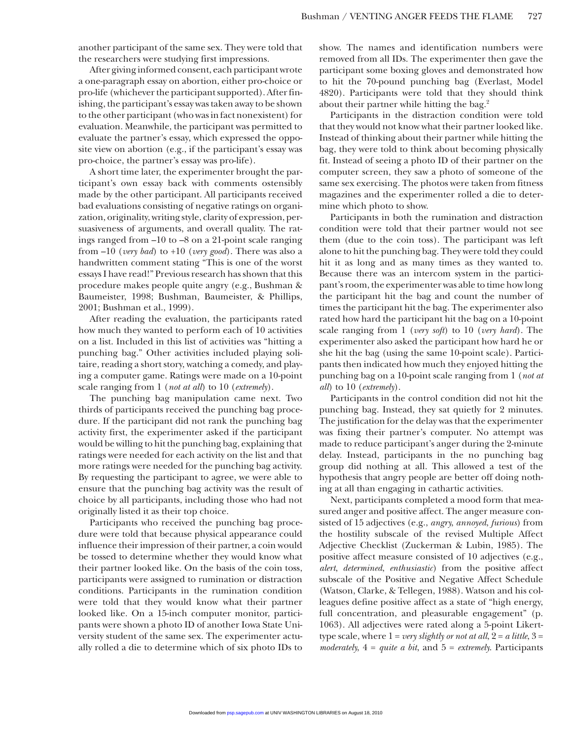another participant of the same sex. They were told that the researchers were studying first impressions.

After giving informed consent, each participant wrote a one-paragraph essay on abortion, either pro-choice or pro-life (whichever the participant supported). After finishing, the participant's essay was taken away to be shown to the other participant (who was in fact nonexistent) for evaluation. Meanwhile, the participant was permitted to evaluate the partner's essay, which expressed the opposite view on abortion (e.g., if the participant's essay was pro-choice, the partner's essay was pro-life).

A short time later, the experimenter brought the participant's own essay back with comments ostensibly made by the other participant. All participants received bad evaluations consisting of negative ratings on organization, originality, writing style, clarity of expression, persuasiveness of arguments, and overall quality. The ratings ranged from –10 to –8 on a 21-point scale ranging from –10 (*very bad*) to +10 (*very good*). There was also a handwritten comment stating "This is one of the worst essays I have read!" Previous research has shown that this procedure makes people quite angry (e.g., Bushman & Baumeister, 1998; Bushman, Baumeister, & Phillips, 2001; Bushman et al., 1999).

After reading the evaluation, the participants rated how much they wanted to perform each of 10 activities on a list. Included in this list of activities was "hitting a punching bag." Other activities included playing solitaire, reading a short story, watching a comedy, and playing a computer game. Ratings were made on a 10-point scale ranging from 1 (*not at all*) to 10 (*extremely*).

The punching bag manipulation came next. Two thirds of participants received the punching bag procedure. If the participant did not rank the punching bag activity first, the experimenter asked if the participant would be willing to hit the punching bag, explaining that ratings were needed for each activity on the list and that more ratings were needed for the punching bag activity. By requesting the participant to agree, we were able to ensure that the punching bag activity was the result of choice by all participants, including those who had not originally listed it as their top choice.

Participants who received the punching bag procedure were told that because physical appearance could influence their impression of their partner, a coin would be tossed to determine whether they would know what their partner looked like. On the basis of the coin toss, participants were assigned to rumination or distraction conditions. Participants in the rumination condition were told that they would know what their partner looked like. On a 15-inch computer monitor, participants were shown a photo ID of another Iowa State University student of the same sex. The experimenter actually rolled a die to determine which of six photo IDs to show. The names and identification numbers were removed from all IDs. The experimenter then gave the participant some boxing gloves and demonstrated how to hit the 70-pound punching bag (Everlast, Model 4820). Participants were told that they should think about their partner while hitting the bag.[2]

Participants in the distraction condition were told that they would not know what their partner looked like. Instead of thinking about their partner while hitting the bag, they were told to think about becoming physically fit. Instead of seeing a photo ID of their partner on the computer screen, they saw a photo of someone of the same sex exercising. The photos were taken from fitness magazines and the experimenter rolled a die to determine which photo to show.

Participants in both the rumination and distraction condition were told that their partner would not see them (due to the coin toss). The participant was left alone to hit the punching bag. They were told they could hit it as long and as many times as they wanted to. Because there was an intercom system in the participant's room, the experimenter was able to time how long the participant hit the bag and count the number of times the participant hit the bag. The experimenter also rated how hard the participant hit the bag on a 10-point scale ranging from 1 (*very soft*) to 10 (*very hard*). The experimenter also asked the participant how hard he or she hit the bag (using the same 10-point scale). Participants then indicated how much they enjoyed hitting the punching bag on a 10-point scale ranging from 1 (*not at all*) to 10 (*extremely*).

Participants in the control condition did not hit the punching bag. Instead, they sat quietly for 2 minutes. The justification for the delay was that the experimenter was fixing their partner's computer. No attempt was made to reduce participant's anger during the 2-minute delay. Instead, participants in the no punching bag group did nothing at all. This allowed a test of the hypothesis that angry people are better off doing nothing at all than engaging in cathartic activities.

Next, participants completed a mood form that measured anger and positive affect. The anger measure consisted of 15 adjectives (e.g., *angry*, *annoyed*, *furious*) from the hostility subscale of the revised Multiple Affect Adjective Checklist (Zuckerman & Lubin, 1985). The positive affect measure consisted of 10 adjectives (e.g., *alert*, *determined*, *enthusiastic*) from the positive affect subscale of the Positive and Negative Affect Schedule (Watson, Clarke, & Tellegen, 1988). Watson and his colleagues define positive affect as a state of "high energy, full concentration, and pleasurable engagement" (p. 1063). All adjectives were rated along a 5-point Likert-type scale, where 1 = *very slightly or not at all*, 2 = *a little*, 3 = *moderately*, 4 = *quite a bit*, and 5 = *extremely*. Participants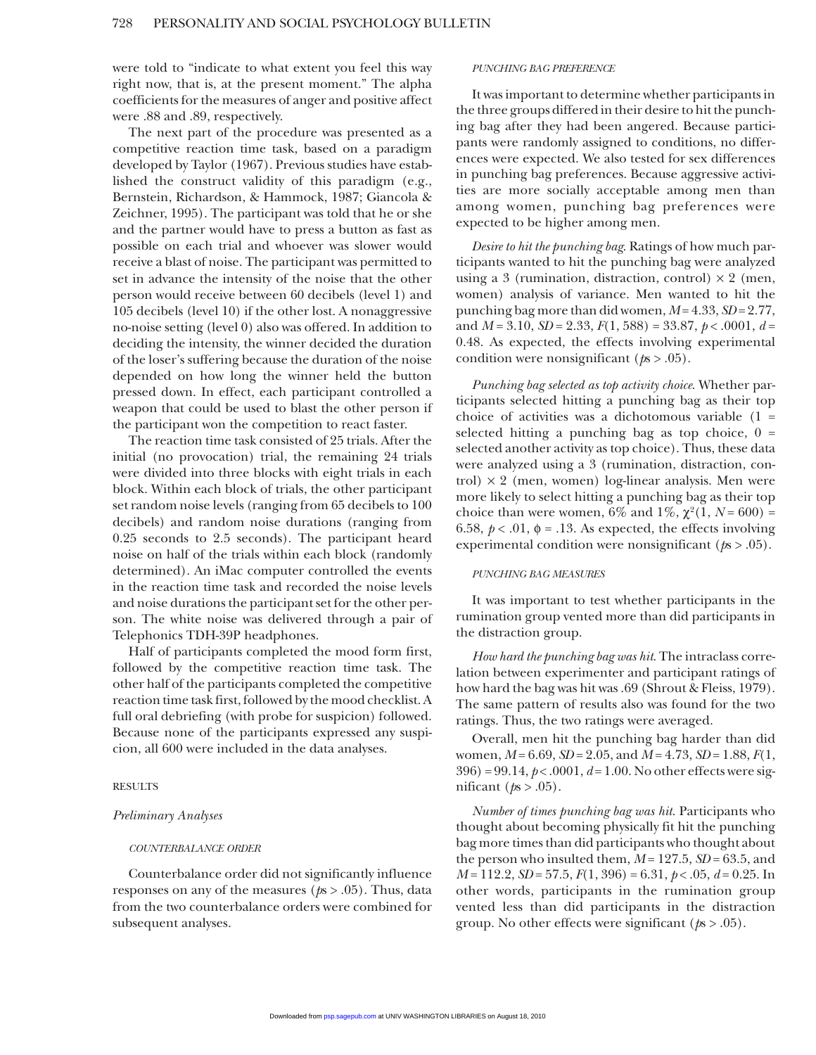were told to "indicate to what extent you feel this way right now, that is, at the present moment." The alpha coefficients for the measures of anger and positive affect were .88 and .89, respectively.

The next part of the procedure was presented as a competitive reaction time task, based on a paradigm developed by Taylor (1967). Previous studies have established the construct validity of this paradigm (e.g., Bernstein, Richardson, & Hammock, 1987; Giancola & Zeichner, 1995). The participant was told that he or she and the partner would have to press a button as fast as possible on each trial and whoever was slower would receive a blast of noise. The participant was permitted to set in advance the intensity of the noise that the other person would receive between 60 decibels (level 1) and 105 decibels (level 10) if the other lost. A nonaggressive no-noise setting (level 0) also was offered. In addition to deciding the intensity, the winner decided the duration of the loser's suffering because the duration of the noise depended on how long the winner held the button pressed down. In effect, each participant controlled a weapon that could be used to blast the other person if the participant won the competition to react faster.

The reaction time task consisted of 25 trials. After the initial (no provocation) trial, the remaining 24 trials were divided into three blocks with eight trials in each block. Within each block of trials, the other participant set random noise levels (ranging from 65 decibels to 100 decibels) and random noise durations (ranging from 0.25 seconds to 2.5 seconds). The participant heard noise on half of the trials within each block (randomly determined). An iMac computer controlled the events in the reaction time task and recorded the noise levels and noise durations the participant set for the other person. The white noise was delivered through a pair of Telephonics TDH-39P headphones.

Half of participants completed the mood form first, followed by the competitive reaction time task. The other half of the participants completed the competitive reaction time task first, followed by the mood checklist. A full oral debriefing (with probe for suspicion) followed. Because none of the participants expressed any suspicion, all 600 were included in the data analyses.

## RESULTS

### *Preliminary Analyses*

#### COUNTERBALANCE ORDER

Counterbalance order did not significantly influence responses on any of the measures ($p$s > .05). Thus, data from the two counterbalance orders were combined for subsequent analyses.

#### PUNCHING BAG PREFERENCE

It was important to determine whether participants in the three groups differed in their desire to hit the punching bag after they had been angered. Because participants were randomly assigned to conditions, no differences were expected. We also tested for sex differences in punching bag preferences. Because aggressive activities are more socially acceptable among men than among women, punching bag preferences were expected to be higher among men.

*Desire to hit the punching bag.* Ratings of how much participants wanted to hit the punching bag were analyzed using a 3 (rumination, distraction, control) × 2 (men, women) analysis of variance. Men wanted to hit the punching bag more than did women, $M = 4.33$, $SD = 2.77$, and $M = 3.10$, $SD = 2.33$, $F(1, 588) = 33.87$, $p < .0001$, $d = 0.48$. As expected, the effects involving experimental condition were nonsignificant ($p$s > .05).

*Punching bag selected as top activity choice.* Whether participants selected hitting a punching bag as their top choice of activities was a dichotomous variable (1 = selected hitting a punching bag as top choice, 0 = selected another activity as top choice). Thus, these data were analyzed using a 3 (rumination, distraction, control) × 2 (men, women) log-linear analysis. Men were more likely to select hitting a punching bag as their top choice than were women, 6% and 1%, $\chi^2(1, N = 600) = 6.58$, $p < .01$, $\phi = .13$. As expected, the effects involving experimental condition were nonsignificant ($p$s > .05).

#### PUNCHING BAG MEASURES

It was important to test whether participants in the rumination group vented more than did participants in the distraction group.

*How hard the punching bag was hit.* The intraclass correlation between experimenter and participant ratings of how hard the bag was hit was .69 (Shrout & Fleiss, 1979). The same pattern of results also was found for the two ratings. Thus, the two ratings were averaged.

Overall, men hit the punching bag harder than did women, $M = 6.69$, $SD = 2.05$, and $M = 4.73$, $SD = 1.88$, $F(1, 396) = 99.14$, $p < .0001$, $d = 1.00$. No other effects were significant ($p$s > .05).

*Number of times punching bag was hit.* Participants who thought about becoming physically fit hit the punching bag more times than did participants who thought about the person who insulted them, $M = 127.5$, $SD = 63.5$, and $M = 112.2$, $SD = 57.5$, $F(1, 396) = 6.31$, $p < .05$, $d = 0.25$. In other words, participants in the rumination group vented less than did participants in the distraction group. No other effects were significant ($p$s > .05).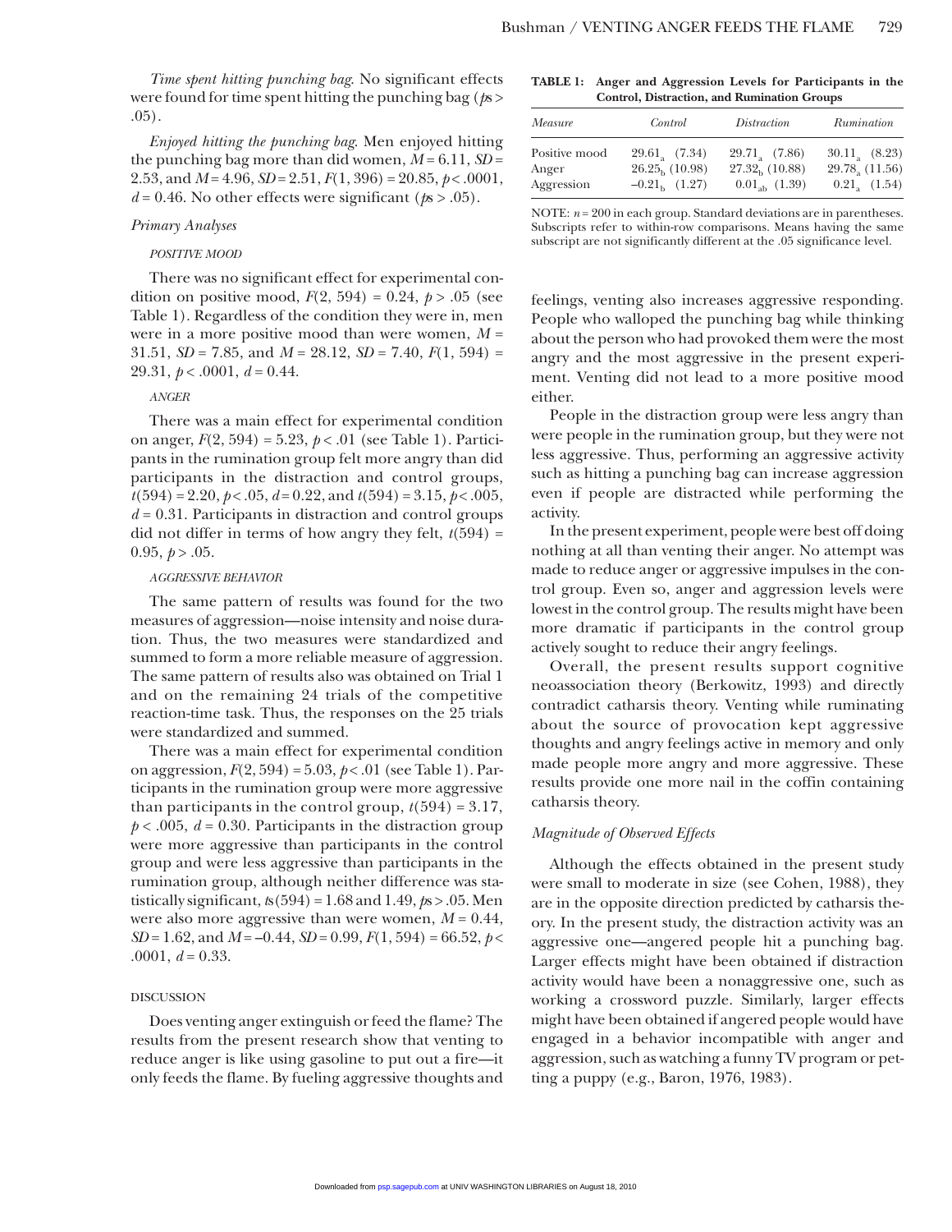*Time spent hitting punching bag.* No significant effects were found for time spent hitting the punching bag ($ps > .05$).

*Enjoyed hitting the punching bag.* Men enjoyed hitting the punching bag more than did women, $M = 6.11$, $SD = 2.53$, and $M = 4.96$, $SD = 2.51$, $F(1, 396) = 20.85$, $p < .0001$, $d = 0.46$. No other effects were significant ($ps > .05$).

### Primary Analyses

#### POSITIVE MOOD

There was no significant effect for experimental condition on positive mood, $F(2, 594) = 0.24$, $p > .05$ (see Table 1). Regardless of the condition they were in, men were in a more positive mood than were women, $M = 31.51$, $SD = 7.85$, and $M = 28.12$, $SD = 7.40$, $F(1, 594) = 29.31$, $p < .0001$, $d = 0.44$.

#### ANGER

There was a main effect for experimental condition on anger, $F(2, 594) = 5.23$, $p < .01$ (see Table 1). Participants in the rumination group felt more angry than did participants in the distraction and control groups, $t(594) = 2.20$, $p < .05$, $d = 0.22$, and $t(594) = 3.15$, $p < .005$, $d = 0.31$. Participants in distraction and control groups did not differ in terms of how angry they felt, $t(594) = 0.95$, $p > .05$.

#### AGGRESSIVE BEHAVIOR

The same pattern of results was found for the two measures of aggression—noise intensity and noise duration. Thus, the two measures were standardized and summed to form a more reliable measure of aggression. The same pattern of results also was obtained on Trial 1 and on the remaining 24 trials of the competitive reaction-time task. Thus, the responses on the 25 trials were standardized and summed.

There was a main effect for experimental condition on aggression, $F(2, 594) = 5.03$, $p < .01$ (see Table 1). Participants in the rumination group were more aggressive than participants in the control group, $t(594) = 3.17$, $p < .005$, $d = 0.30$. Participants in the distraction group were more aggressive than participants in the control group and were less aggressive than participants in the rumination group, although neither difference was statistically significant, $ts(594) = 1.68$ and $1.49$, $ps > .05$. Men were also more aggressive than were women, $M = 0.44$, $SD = 1.62$, and $M = -0.44$, $SD = 0.99$, $F(1, 594) = 66.52$, $p < .0001$, $d = 0.33$.

**TABLE 1: Anger and Aggression Levels for Participants in the Control, Distraction, and Rumination Groups**

| *Measure* | *Control* | *Distraction* | *Rumination* |
|---|---|---|---|
| Positive mood | $29.61_a$ (7.34) | $29.71_a$ (7.86) | $30.11_a$ (8.23) |
| Anger | $26.25_b$ (10.98) | $27.32_b$ (10.88) | $29.78_a$ (11.56) |
| Aggression | $-0.21_b$ (1.27) | $0.01_{ab}$ (1.39) | $0.21_a$ (1.54) |

NOTE: $n = 200$ in each group. Standard deviations are in parentheses. Subscripts refer to within-row comparisons. Means having the same subscript are not significantly different at the .05 significance level.

## DISCUSSION

Does venting anger extinguish or feed the flame? The results from the present research show that venting to reduce anger is like using gasoline to put out a fire—it only feeds the flame. By fueling aggressive thoughts and feelings, venting also increases aggressive responding. People who walloped the punching bag while thinking about the person who had provoked them were the most angry and the most aggressive in the present experiment. Venting did not lead to a more positive mood either.

People in the distraction group were less angry than were people in the rumination group, but they were not less aggressive. Thus, performing an aggressive activity such as hitting a punching bag can increase aggression even if people are distracted while performing the activity.

In the present experiment, people were best off doing nothing at all than venting their anger. No attempt was made to reduce anger or aggressive impulses in the control group. Even so, anger and aggression levels were lowest in the control group. The results might have been more dramatic if participants in the control group actively sought to reduce their angry feelings.

Overall, the present results support cognitive neoassociation theory (Berkowitz, 1993) and directly contradict catharsis theory. Venting while ruminating about the source of provocation kept aggressive thoughts and angry feelings active in memory and only made people more angry and more aggressive. These results provide one more nail in the coffin containing catharsis theory.

### Magnitude of Observed Effects

Although the effects obtained in the present study were small to moderate in size (see Cohen, 1988), they are in the opposite direction predicted by catharsis theory. In the present study, the distraction activity was an aggressive one—angered people hit a punching bag. Larger effects might have been obtained if distraction activity would have been a nonaggressive one, such as working a crossword puzzle. Similarly, larger effects might have been obtained if angered people would have engaged in a behavior incompatible with anger and aggression, such as watching a funny TV program or petting a puppy (e.g., Baron, 1976, 1983).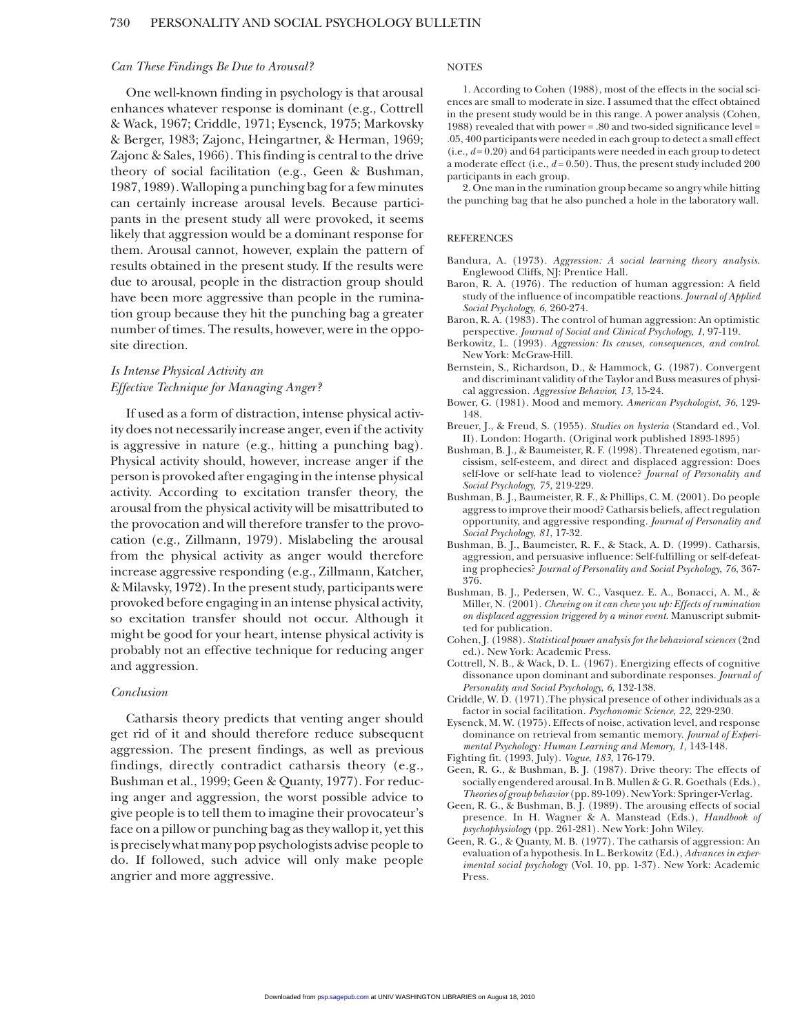### *Can These Findings Be Due to Arousal?*

One well-known finding in psychology is that arousal enhances whatever response is dominant (e.g., Cottrell & Wack, 1967; Criddle, 1971; Eysenck, 1975; Markovsky & Berger, 1983; Zajonc, Heingartner, & Herman, 1969; Zajonc & Sales, 1966). This finding is central to the drive theory of social facilitation (e.g., Geen & Bushman, 1987, 1989). Walloping a punching bag for a few minutes can certainly increase arousal levels. Because participants in the present study all were provoked, it seems likely that aggression would be a dominant response for them. Arousal cannot, however, explain the pattern of results obtained in the present study. If the results were due to arousal, people in the distraction group should have been more aggressive than people in the rumination group because they hit the punching bag a greater number of times. The results, however, were in the opposite direction.

### *Is Intense Physical Activity an Effective Technique for Managing Anger?*

If used as a form of distraction, intense physical activity does not necessarily increase anger, even if the activity is aggressive in nature (e.g., hitting a punching bag). Physical activity should, however, increase anger if the person is provoked after engaging in the intense physical activity. According to excitation transfer theory, the arousal from the physical activity will be misattributed to the provocation and will therefore transfer to the provocation (e.g., Zillmann, 1979). Mislabeling the arousal from the physical activity as anger would therefore increase aggressive responding (e.g., Zillmann, Katcher, & Milavsky, 1972). In the present study, participants were provoked before engaging in an intense physical activity, so excitation transfer should not occur. Although it might be good for your heart, intense physical activity is probably not an effective technique for reducing anger and aggression.

### *Conclusion*

Catharsis theory predicts that venting anger should get rid of it and should therefore reduce subsequent aggression. The present findings, as well as previous findings, directly contradict catharsis theory (e.g., Bushman et al., 1999; Geen & Quanty, 1977). For reducing anger and aggression, the worst possible advice to give people is to tell them to imagine their provocateur's face on a pillow or punching bag as they wallop it, yet this is precisely what many pop psychologists advise people to do. If followed, such advice will only make people angrier and more aggressive.

## NOTES

1. According to Cohen (1988), most of the effects in the social sciences are small to moderate in size. I assumed that the effect obtained in the present study would be in this range. A power analysis (Cohen, 1988) revealed that with power = .80 and two-sided significance level = .05, 400 participants were needed in each group to detect a small effect (i.e., $d = 0.20$) and 64 participants were needed in each group to detect a moderate effect (i.e., $d = 0.50$). Thus, the present study included 200 participants in each group.

2. One man in the rumination group became so angry while hitting the punching bag that he also punched a hole in the laboratory wall.

## REFERENCES

Bandura, A. (1973). *Aggression: A social learning theory analysis*. Englewood Cliffs, NJ: Prentice Hall.

Baron, R. A. (1976). The reduction of human aggression: A field study of the influence of incompatible reactions. *Journal of Applied Social Psychology*, *6*, 260-274.

Baron, R. A. (1983). The control of human aggression: An optimistic perspective. *Journal of Social and Clinical Psychology*, *1*, 97-119.

Berkowitz, L. (1993). *Aggression: Its causes, consequences, and control*. New York: McGraw-Hill.

Bernstein, S., Richardson, D., & Hammock, G. (1987). Convergent and discriminant validity of the Taylor and Buss measures of physical aggression. *Aggressive Behavior*, *13*, 15-24.

Bower, G. (1981). Mood and memory. *American Psychologist*, *36*, 129-148.

Breuer, J., & Freud, S. (1955). *Studies on hysteria* (Standard ed., Vol. II). London: Hogarth. (Original work published 1893-1895)

Bushman, B. J., & Baumeister, R. F. (1998). Threatened egotism, narcissism, self-esteem, and direct and displaced aggression: Does self-love or self-hate lead to violence? *Journal of Personality and Social Psychology*, *75*, 219-229.

Bushman, B. J., Baumeister, R. F., & Phillips, C. M. (2001). Do people aggress to improve their mood? Catharsis beliefs, affect regulation opportunity, and aggressive responding. *Journal of Personality and Social Psychology*, *81*, 17-32.

Bushman, B. J., Baumeister, R. F., & Stack, A. D. (1999). Catharsis, aggression, and persuasive influence: Self-fulfilling or self-defeating prophecies? *Journal of Personality and Social Psychology*, *76*, 367-376.

Bushman, B. J., Pedersen, W. C., Vasquez. E. A., Bonacci, A. M., & Miller, N. (2001). *Chewing on it can chew you up: Effects of rumination on displaced aggression triggered by a minor event*. Manuscript submitted for publication.

Cohen, J. (1988). *Statistical power analysis for the behavioral sciences* (2nd ed.). New York: Academic Press.

Cottrell, N. B., & Wack, D. L. (1967). Energizing effects of cognitive dissonance upon dominant and subordinate responses. *Journal of Personality and Social Psychology*, *6*, 132-138.

Criddle, W. D. (1971).The physical presence of other individuals as a factor in social facilitation. *Psychonomic Science*, *22*, 229-230.

Eysenck, M. W. (1975). Effects of noise, activation level, and response dominance on retrieval from semantic memory. *Journal of Experimental Psychology: Human Learning and Memory*, *1*, 143-148.

Fighting fit. (1993, July). *Vogue*, *183*, 176-179.

Geen, R. G., & Bushman, B. J. (1987). Drive theory: The effects of socially engendered arousal. In B. Mullen & G. R. Goethals (Eds.), *Theories of group behavior* (pp. 89-109). New York: Springer-Verlag.

Geen, R. G., & Bushman, B. J. (1989). The arousing effects of social presence. In H. Wagner & A. Manstead (Eds.), *Handbook of psychophysiology* (pp. 261-281). New York: John Wiley.

Geen, R. G., & Quanty, M. B. (1977). The catharsis of aggression: An evaluation of a hypothesis. In L. Berkowitz (Ed.), *Advances in experimental social psychology* (Vol. 10, pp. 1-37). New York: Academic Press.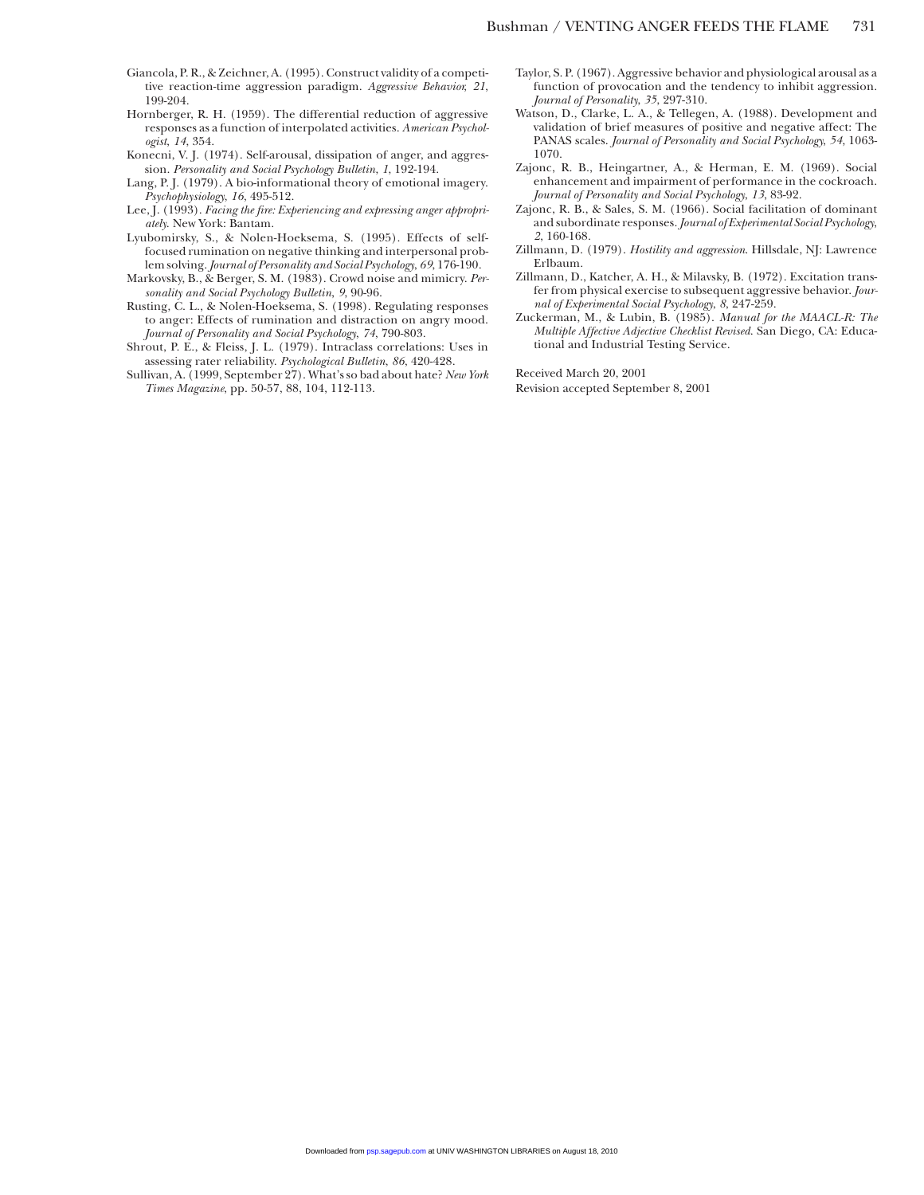Giancola, P. R., & Zeichner, A. (1995). Construct validity of a competitive reaction-time aggression paradigm. *Aggressive Behavior, 21*, 199-204.

Hornberger, R. H. (1959). The differential reduction of aggressive responses as a function of interpolated activities. *American Psychologist, 14*, 354.

Konecni, V. J. (1974). Self-arousal, dissipation of anger, and aggression. *Personality and Social Psychology Bulletin, 1*, 192-194.

Lang, P. J. (1979). A bio-informational theory of emotional imagery. *Psychophysiology, 16*, 495-512.

Lee, J. (1993). *Facing the fire: Experiencing and expressing anger appropriately.* New York: Bantam.

Lyubomirsky, S., & Nolen-Hoeksema, S. (1995). Effects of self-focused rumination on negative thinking and interpersonal problem solving. *Journal of Personality and Social Psychology, 69*, 176-190.

Markovsky, B., & Berger, S. M. (1983). Crowd noise and mimicry. *Personality and Social Psychology Bulletin, 9*, 90-96.

Rusting, C. L., & Nolen-Hoeksema, S. (1998). Regulating responses to anger: Effects of rumination and distraction on angry mood. *Journal of Personality and Social Psychology, 74*, 790-803.

Shrout, P. E., & Fleiss, J. L. (1979). Intraclass correlations: Uses in assessing rater reliability. *Psychological Bulletin, 86*, 420-428.

Sullivan, A. (1999, September 27). What's so bad about hate? *New York Times Magazine*, pp. 50-57, 88, 104, 112-113.

Taylor, S. P. (1967). Aggressive behavior and physiological arousal as a function of provocation and the tendency to inhibit aggression. *Journal of Personality, 35*, 297-310.

Watson, D., Clarke, L. A., & Tellegen, A. (1988). Development and validation of brief measures of positive and negative affect: The PANAS scales. *Journal of Personality and Social Psychology, 54*, 1063-1070.

Zajonc, R. B., Heingartner, A., & Herman, E. M. (1969). Social enhancement and impairment of performance in the cockroach. *Journal of Personality and Social Psychology, 13*, 83-92.

Zajonc, R. B., & Sales, S. M. (1966). Social facilitation of dominant and subordinate responses. *Journal of Experimental Social Psychology, 2*, 160-168.

Zillmann, D. (1979). *Hostility and aggression.* Hillsdale, NJ: Lawrence Erlbaum.

Zillmann, D., Katcher, A. H., & Milavsky, B. (1972). Excitation transfer from physical exercise to subsequent aggressive behavior. *Journal of Experimental Social Psychology, 8*, 247-259.

Zuckerman, M., & Lubin, B. (1985). *Manual for the MAACL-R: The Multiple Affective Adjective Checklist Revised.* San Diego, CA: Educational and Industrial Testing Service.

Received March 20, 2001

Revision accepted September 8, 2001